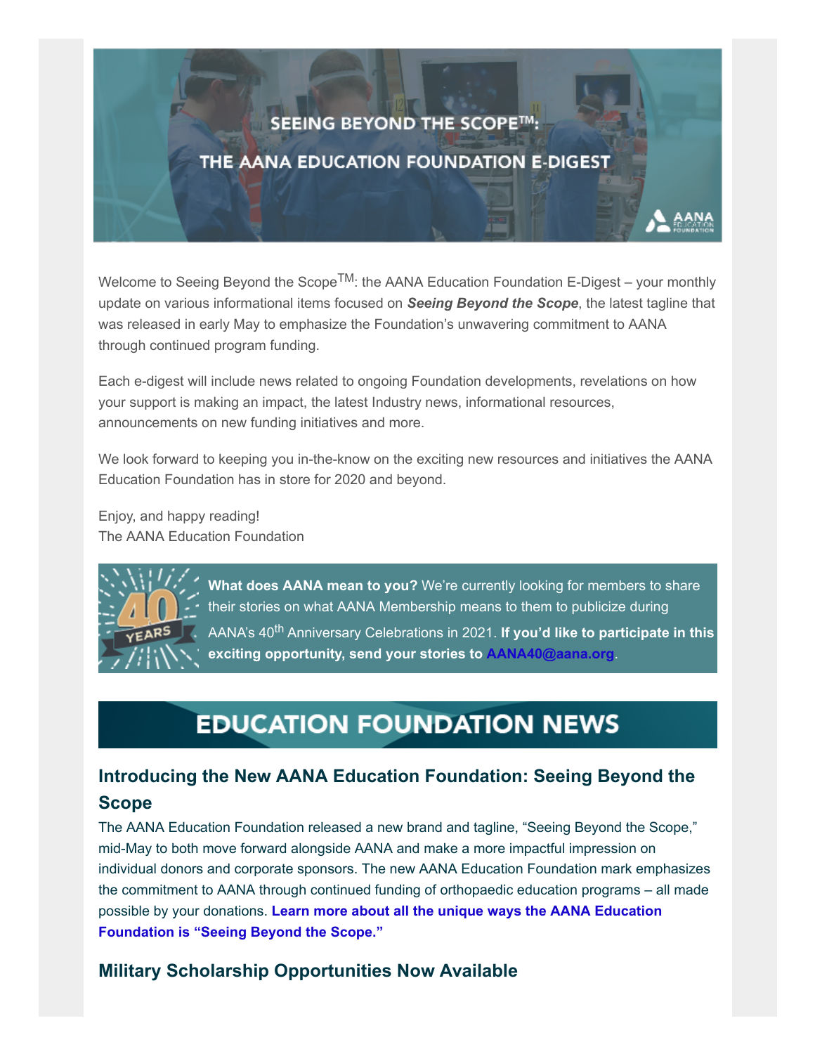# SEEING BEYOND THE SCOPE™: THE AANA EDUCATION FOUNDATION E-DIGEST

Welcome to Seeing Beyond the Scope™: the AANA Education Foundation E-Digest – your monthly update on various informational items focused on ***Seeing Beyond the Scope***, the latest tagline that was released in early May to emphasize the Foundation's unwavering commitment to AANA through continued program funding.

Each e-digest will include news related to ongoing Foundation developments, revelations on how your support is making an impact, the latest Industry news, informational resources, announcements on new funding initiatives and more.

We look forward to keeping you in-the-know on the exciting new resources and initiatives the AANA Education Foundation has in store for 2020 and beyond.

Enjoy, and happy reading!
The AANA Education Foundation

**What does AANA mean to you?** We're currently looking for members to share their stories on what AANA Membership means to them to publicize during AANA's 40th Anniversary Celebrations in 2021. **If you'd like to participate in this exciting opportunity, send your stories to AANA40@aana.org**.

## EDUCATION FOUNDATION NEWS

### Introducing the New AANA Education Foundation: Seeing Beyond the Scope

The AANA Education Foundation released a new brand and tagline, "Seeing Beyond the Scope," mid-May to both move forward alongside AANA and make a more impactful impression on individual donors and corporate sponsors. The new AANA Education Foundation mark emphasizes the commitment to AANA through continued funding of orthopaedic education programs – all made possible by your donations. **Learn more about all the unique ways the AANA Education Foundation is "Seeing Beyond the Scope."**

### Military Scholarship Opportunities Now Available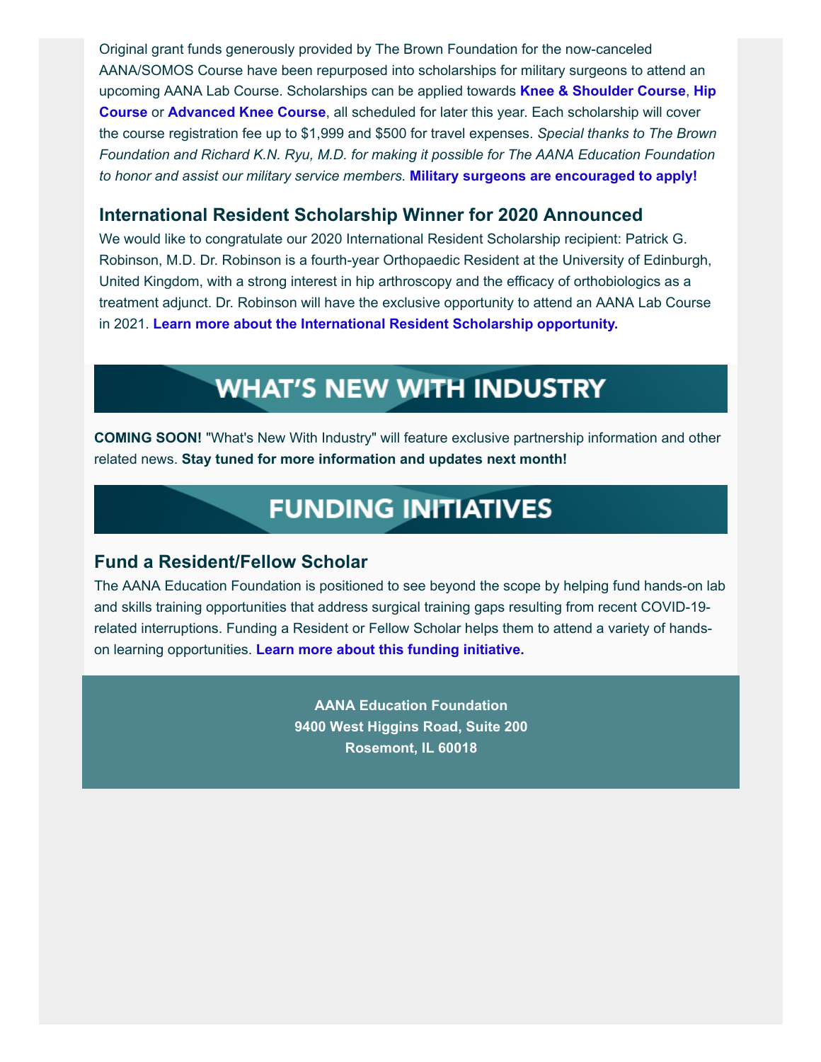Original grant funds generously provided by The Brown Foundation for the now-canceled AANA/SOMOS Course have been repurposed into scholarships for military surgeons to attend an upcoming AANA Lab Course. Scholarships can be applied towards **Knee & Shoulder Course**, **Hip Course** or **Advanced Knee Course**, all scheduled for later this year. Each scholarship will cover the course registration fee up to $1,999 and $500 for travel expenses. *Special thanks to The Brown Foundation and Richard K.N. Ryu, M.D. for making it possible for The AANA Education Foundation to honor and assist our military service members.* **Military surgeons are encouraged to apply!**

### International Resident Scholarship Winner for 2020 Announced

We would like to congratulate our 2020 International Resident Scholarship recipient: Patrick G. Robinson, M.D. Dr. Robinson is a fourth-year Orthopaedic Resident at the University of Edinburgh, United Kingdom, with a strong interest in hip arthroscopy and the efficacy of orthobiologics as a treatment adjunct. Dr. Robinson will have the exclusive opportunity to attend an AANA Lab Course in 2021. **Learn more about the International Resident Scholarship opportunity.**

## WHAT'S NEW WITH INDUSTRY

**COMING SOON!** "What's New With Industry" will feature exclusive partnership information and other related news. **Stay tuned for more information and updates next month!**

## FUNDING INITIATIVES

### Fund a Resident/Fellow Scholar

The AANA Education Foundation is positioned to see beyond the scope by helping fund hands-on lab and skills training opportunities that address surgical training gaps resulting from recent COVID-19-related interruptions. Funding a Resident or Fellow Scholar helps them to attend a variety of hands-on learning opportunities. **Learn more about this funding initiative.**

**AANA Education Foundation**
**9400 West Higgins Road, Suite 200**
**Rosemont, IL 60018**